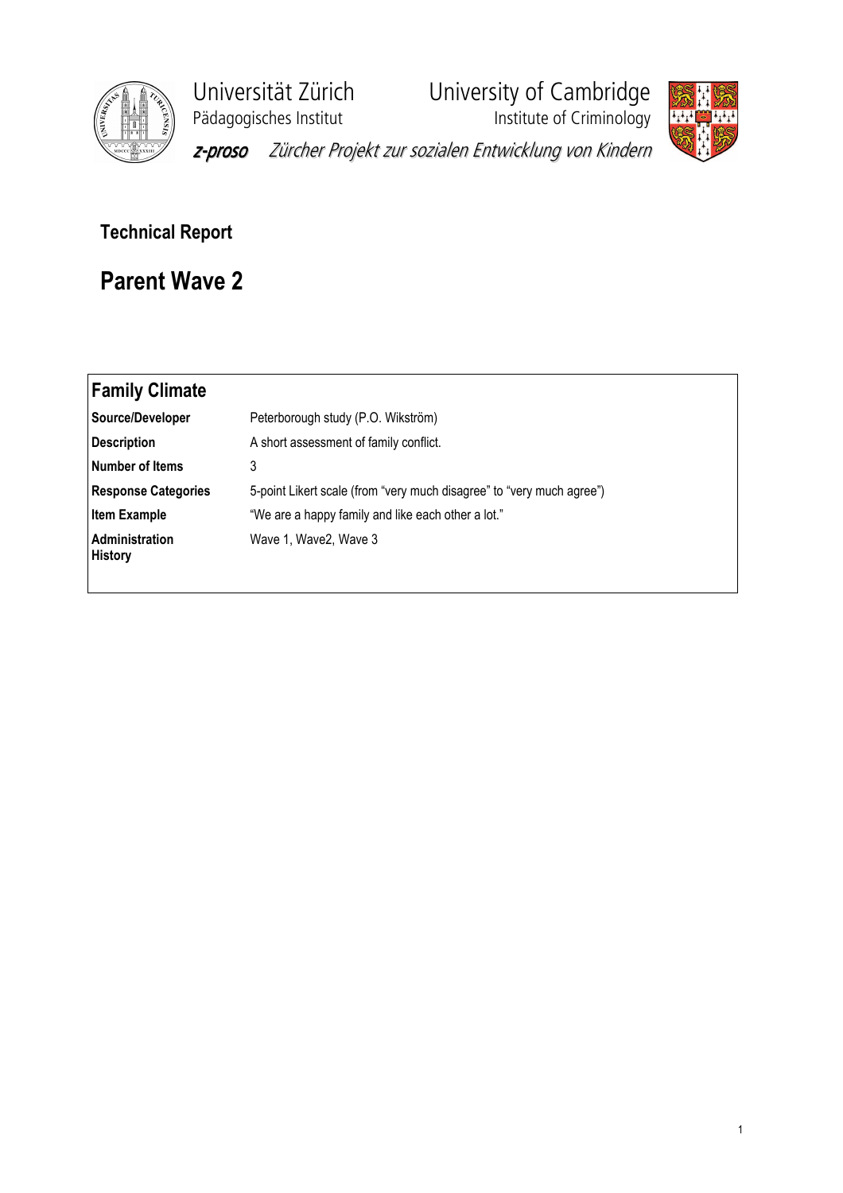Universität Zürich
Pädagogisches Institut

University of Cambridge
Institute of Criminology

*z-proso* *Zürcher Projekt zur sozialen Entwicklung von Kindern*

## Technical Report

# Parent Wave 2

| **Family Climate** | |
|---|---|
| **Source/Developer** | Peterborough study (P.O. Wikström) |
| **Description** | A short assessment of family conflict. |
| **Number of Items** | 3 |
| **Response Categories** | 5-point Likert scale (from "very much disagree" to "very much agree") |
| **Item Example** | "We are a happy family and like each other a lot." |
| **Administration History** | Wave 1, Wave2, Wave 3 |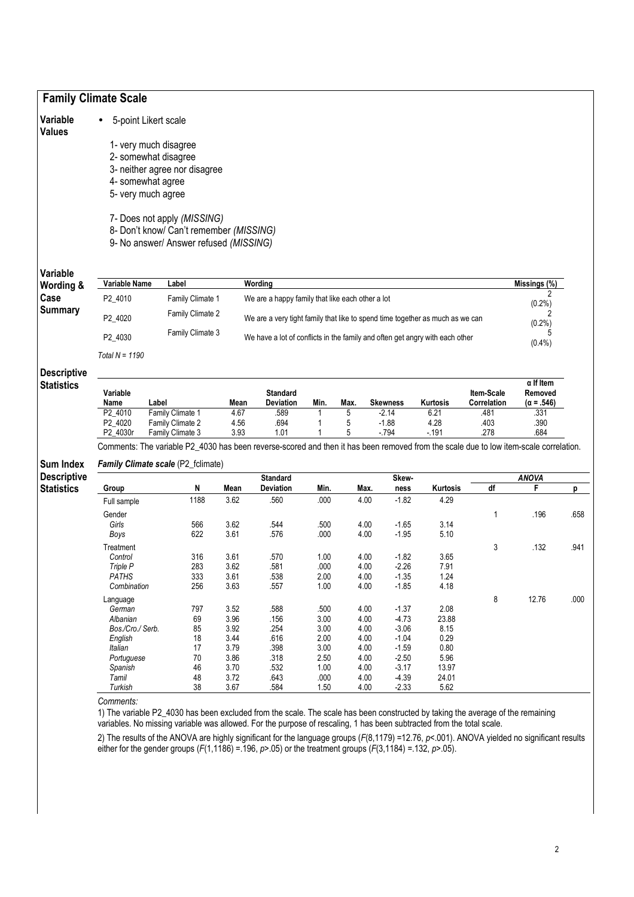## Family Climate Scale

**Variable Values**

- 5-point Likert scale

1- very much disagree
2- somewhat disagree
3- neither agree nor disagree
4- somewhat agree
5- very much agree

7- Does not apply *(MISSING)*
8- Don't know/ Can't remember *(MISSING)*
9- No answer/ Answer refused *(MISSING)*

**Variable Wording & Case Summary**

| Variable Name | Label | Wording | Missings (%) |
|---|---|---|---|
| P2_4010 | Family Climate 1 | We are a happy family that like each other a lot | 2 (0.2%) |
| P2_4020 | Family Climate 2 | We are a very tight family that like to spend time together as much as we can | 2 (0.2%) |
| P2_4030 | Family Climate 3 | We have a lot of conflicts in the family and often get angry with each other | 5 (0.4%) |

*Total N = 1190*

**Descriptive Statistics**

| Variable Name | Label | Mean | Standard Deviation | Min. | Max. | Skewness | Kurtosis | Item-Scale Correlation | α If Item Removed (α = .546) |
|---|---|---|---|---|---|---|---|---|---|
| P2_4010 | Family Climate 1 | 4.67 | .589 | 1 | 5 | -2.14 | 6.21 | .481 | .331 |
| P2_4020 | Family Climate 2 | 4.56 | .694 | 1 | 5 | -1.88 | 4.28 | .403 | .390 |
| P2_4030r | Family Climate 3 | 3.93 | 1.01 | 1 | 5 | -.794 | -.191 | .278 | .684 |

Comments: The variable P2_4030 has been reverse-scored and then it has been removed from the scale due to low item-scale correlation.

**Sum Index Descriptive Statistics**

***Family Climate scale*** (P2_fclimate)

| Group | N | Mean | Standard Deviation | Min. | Max. | Skew-ness | Kurtosis | ANOVA df | ANOVA F | ANOVA p |
|---|---|---|---|---|---|---|---|---|---|---|
| Full sample | 1188 | 3.62 | .560 | .000 | 4.00 | -1.82 | 4.29 | | | |
| Gender | | | | | | | | 1 | .196 | .658 |
| *Girls* | 566 | 3.62 | .544 | .500 | 4.00 | -1.65 | 3.14 | | | |
| *Boys* | 622 | 3.61 | .576 | .000 | 4.00 | -1.95 | 5.10 | | | |
| Treatment | | | | | | | | 3 | .132 | .941 |
| *Control* | 316 | 3.61 | .570 | 1.00 | 4.00 | -1.82 | 3.65 | | | |
| *Triple P* | 283 | 3.62 | .581 | .000 | 4.00 | -2.26 | 7.91 | | | |
| *PATHS* | 333 | 3.61 | .538 | 2.00 | 4.00 | -1.35 | 1.24 | | | |
| *Combination* | 256 | 3.63 | .557 | 1.00 | 4.00 | -1.85 | 4.18 | | | |
| Language | | | | | | | | 8 | 12.76 | .000 |
| *German* | 797 | 3.52 | .588 | .500 | 4.00 | -1.37 | 2.08 | | | |
| *Albanian* | 69 | 3.96 | .156 | 3.00 | 4.00 | -4.73 | 23.88 | | | |
| *Bos./Cro./ Serb.* | 85 | 3.92 | .254 | 3.00 | 4.00 | -3.06 | 8.15 | | | |
| *English* | 18 | 3.44 | .616 | 2.00 | 4.00 | -1.04 | 0.29 | | | |
| *Italian* | 17 | 3.79 | .398 | 3.00 | 4.00 | -1.59 | 0.80 | | | |
| *Portuguese* | 70 | 3.86 | .318 | 2.50 | 4.00 | -2.50 | 5.96 | | | |
| *Spanish* | 46 | 3.70 | .532 | 1.00 | 4.00 | -3.17 | 13.97 | | | |
| *Tamil* | 48 | 3.72 | .643 | .000 | 4.00 | -4.39 | 24.01 | | | |
| *Turkish* | 38 | 3.67 | .584 | 1.50 | 4.00 | -2.33 | 5.62 | | | |

*Comments:*

1) The variable P2_4030 has been excluded from the scale. The scale has been constructed by taking the average of the remaining variables. No missing variable was allowed. For the purpose of rescaling, 1 has been subtracted from the total scale.

2) The results of the ANOVA are highly significant for the language groups ($F(8,1179) = 12.76$, $p < .001$). ANOVA yielded no significant results either for the gender groups ($F(1,1186) = .196$, $p > .05$) or the treatment groups ($F(3,1184) = .132$, $p > .05$).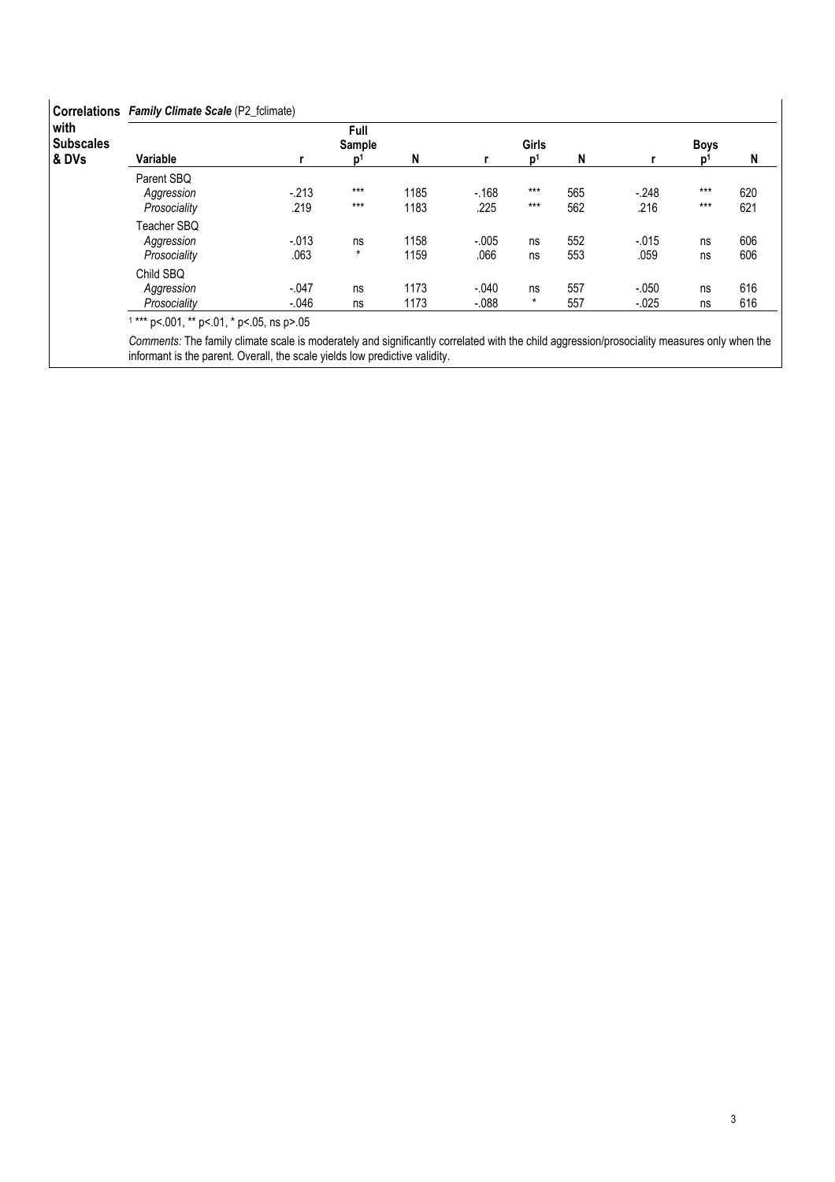**Correlations with Subscales & DVs**

***Family Climate Scale*** (P2_fclimate)

| Variable | Full Sample | | | Girls | | | Boys | | |
|---|---|---|---|---|---|---|---|---|---|
| | r | p[1] | N | r | p[1] | N | r | p[1] | N |
| Parent SBQ | | | | | | | | | |
| *Aggression* | -.213 | *** | 1185 | -.168 | *** | 565 | -.248 | *** | 620 |
| *Prosociality* | .219 | *** | 1183 | .225 | *** | 562 | .216 | *** | 621 |
| Teacher SBQ | | | | | | | | | |
| *Aggression* | -.013 | ns | 1158 | -.005 | ns | 552 | -.015 | ns | 606 |
| *Prosociality* | .063 | * | 1159 | .066 | ns | 553 | .059 | ns | 606 |
| Child SBQ | | | | | | | | | |
| *Aggression* | -.047 | ns | 1173 | -.040 | ns | 557 | -.050 | ns | 616 |
| *Prosociality* | -.046 | ns | 1173 | -.088 | * | 557 | -.025 | ns | 616 |

[1] *** p<.001, ** p<.01, * p<.05, ns p>.05

*Comments:* The family climate scale is moderately and significantly correlated with the child aggression/prosociality measures only when the informant is the parent. Overall, the scale yields low predictive validity.